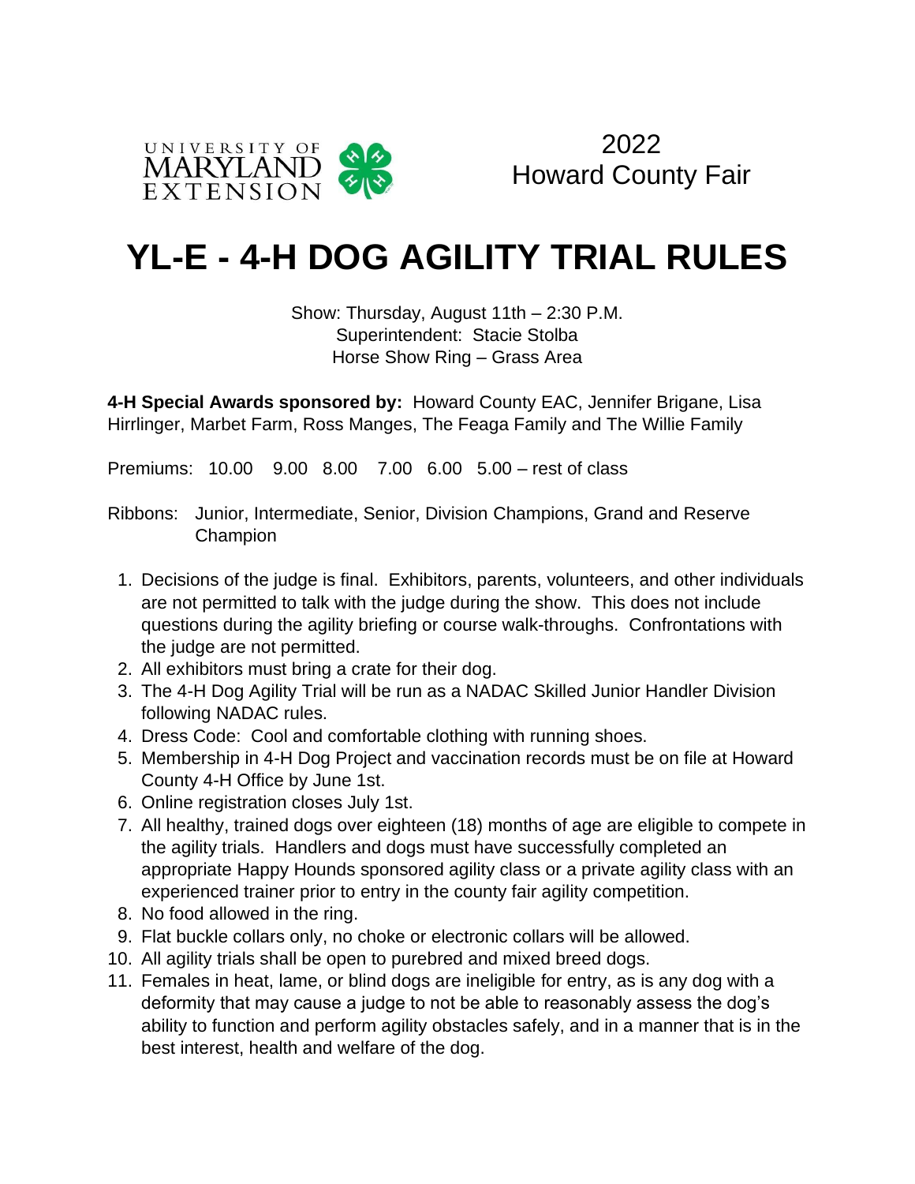UNIVERSITY OF MARYLAND EXTENSION

2022
Howard County Fair

# YL-E - 4-H DOG AGILITY TRIAL RULES

Show: Thursday, August 11th – 2:30 P.M.
Superintendent: Stacie Stolba
Horse Show Ring – Grass Area

**4-H Special Awards sponsored by:** Howard County EAC, Jennifer Brigane, Lisa Hirrlinger, Marbet Farm, Ross Manges, The Feaga Family and The Willie Family

Premiums: 10.00 9.00 8.00 7.00 6.00 5.00 – rest of class

Ribbons: Junior, Intermediate, Senior, Division Champions, Grand and Reserve Champion

1. Decisions of the judge is final. Exhibitors, parents, volunteers, and other individuals are not permitted to talk with the judge during the show. This does not include questions during the agility briefing or course walk-throughs. Confrontations with the judge are not permitted.
2. All exhibitors must bring a crate for their dog.
3. The 4-H Dog Agility Trial will be run as a NADAC Skilled Junior Handler Division following NADAC rules.
4. Dress Code: Cool and comfortable clothing with running shoes.
5. Membership in 4-H Dog Project and vaccination records must be on file at Howard County 4-H Office by June 1st.
6. Online registration closes July 1st.
7. All healthy, trained dogs over eighteen (18) months of age are eligible to compete in the agility trials. Handlers and dogs must have successfully completed an appropriate Happy Hounds sponsored agility class or a private agility class with an experienced trainer prior to entry in the county fair agility competition.
8. No food allowed in the ring.
9. Flat buckle collars only, no choke or electronic collars will be allowed.
10. All agility trials shall be open to purebred and mixed breed dogs.
11. Females in heat, lame, or blind dogs are ineligible for entry, as is any dog with a deformity that may cause a judge to not be able to reasonably assess the dog's ability to function and perform agility obstacles safely, and in a manner that is in the best interest, health and welfare of the dog.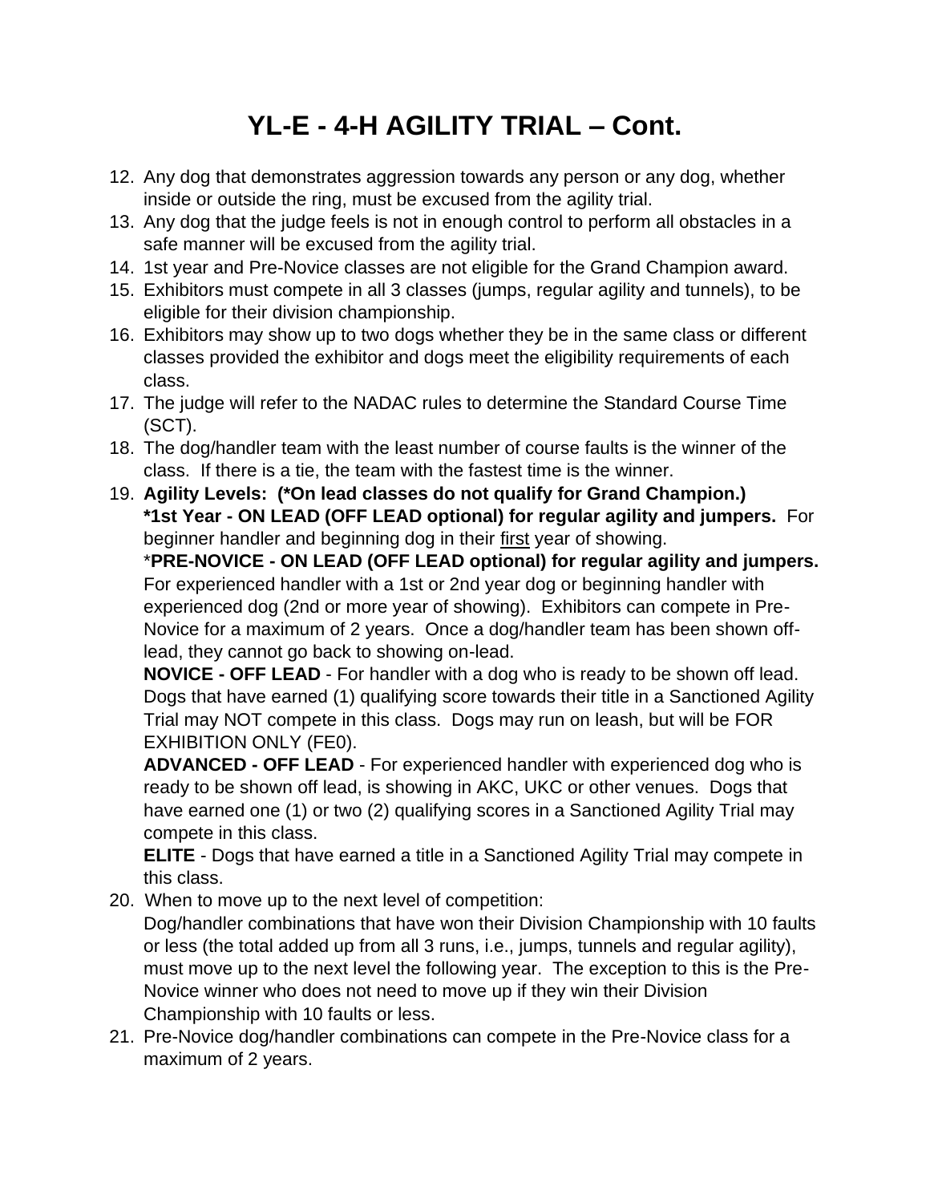# YL-E - 4-H AGILITY TRIAL – Cont.

12. Any dog that demonstrates aggression towards any person or any dog, whether inside or outside the ring, must be excused from the agility trial.
13. Any dog that the judge feels is not in enough control to perform all obstacles in a safe manner will be excused from the agility trial.
14. 1st year and Pre-Novice classes are not eligible for the Grand Champion award.
15. Exhibitors must compete in all 3 classes (jumps, regular agility and tunnels), to be eligible for their division championship.
16. Exhibitors may show up to two dogs whether they be in the same class or different classes provided the exhibitor and dogs meet the eligibility requirements of each class.
17. The judge will refer to the NADAC rules to determine the Standard Course Time (SCT).
18. The dog/handler team with the least number of course faults is the winner of the class. If there is a tie, the team with the fastest time is the winner.
19. **Agility Levels: (*On lead classes do not qualify for Grand Champion.)**
    **\*1st Year - ON LEAD (OFF LEAD optional) for regular agility and jumpers.** For beginner handler and beginning dog in their <u>first</u> year of showing.
    \***PRE-NOVICE - ON LEAD (OFF LEAD optional) for regular agility and jumpers.** For experienced handler with a 1st or 2nd year dog or beginning handler with experienced dog (2nd or more year of showing). Exhibitors can compete in Pre-Novice for a maximum of 2 years. Once a dog/handler team has been shown off-lead, they cannot go back to showing on-lead.
    **NOVICE - OFF LEAD** - For handler with a dog who is ready to be shown off lead. Dogs that have earned (1) qualifying score towards their title in a Sanctioned Agility Trial may NOT compete in this class. Dogs may run on leash, but will be FOR EXHIBITION ONLY (FE0).
    **ADVANCED - OFF LEAD** - For experienced handler with experienced dog who is ready to be shown off lead, is showing in AKC, UKC or other venues. Dogs that have earned one (1) or two (2) qualifying scores in a Sanctioned Agility Trial may compete in this class.
    **ELITE** - Dogs that have earned a title in a Sanctioned Agility Trial may compete in this class.
20. When to move up to the next level of competition:
    Dog/handler combinations that have won their Division Championship with 10 faults or less (the total added up from all 3 runs, i.e., jumps, tunnels and regular agility), must move up to the next level the following year. The exception to this is the Pre-Novice winner who does not need to move up if they win their Division Championship with 10 faults or less.
21. Pre-Novice dog/handler combinations can compete in the Pre-Novice class for a maximum of 2 years.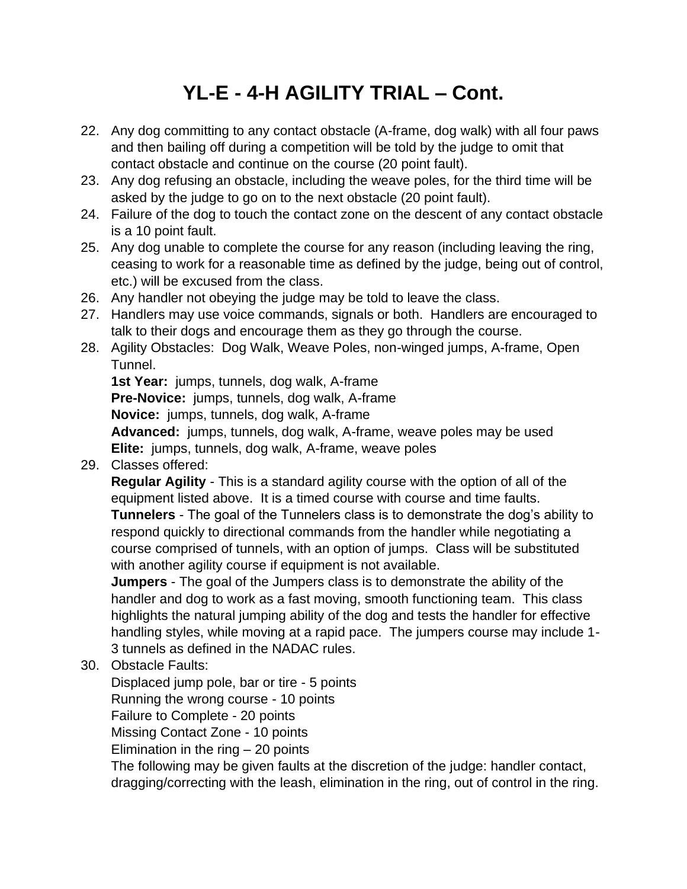# YL-E - 4-H AGILITY TRIAL – Cont.

22. Any dog committing to any contact obstacle (A-frame, dog walk) with all four paws and then bailing off during a competition will be told by the judge to omit that contact obstacle and continue on the course (20 point fault).
23. Any dog refusing an obstacle, including the weave poles, for the third time will be asked by the judge to go on to the next obstacle (20 point fault).
24. Failure of the dog to touch the contact zone on the descent of any contact obstacle is a 10 point fault.
25. Any dog unable to complete the course for any reason (including leaving the ring, ceasing to work for a reasonable time as defined by the judge, being out of control, etc.) will be excused from the class.
26. Any handler not obeying the judge may be told to leave the class.
27. Handlers may use voice commands, signals or both. Handlers are encouraged to talk to their dogs and encourage them as they go through the course.
28. Agility Obstacles: Dog Walk, Weave Poles, non-winged jumps, A-frame, Open Tunnel.
    **1st Year:** jumps, tunnels, dog walk, A-frame
    **Pre-Novice:** jumps, tunnels, dog walk, A-frame
    **Novice:** jumps, tunnels, dog walk, A-frame
    **Advanced:** jumps, tunnels, dog walk, A-frame, weave poles may be used
    **Elite:** jumps, tunnels, dog walk, A-frame, weave poles
29. Classes offered:
    **Regular Agility** - This is a standard agility course with the option of all of the equipment listed above. It is a timed course with course and time faults.
    **Tunnelers** - The goal of the Tunnelers class is to demonstrate the dog's ability to respond quickly to directional commands from the handler while negotiating a course comprised of tunnels, with an option of jumps. Class will be substituted with another agility course if equipment is not available.
    **Jumpers** - The goal of the Jumpers class is to demonstrate the ability of the handler and dog to work as a fast moving, smooth functioning team. This class highlights the natural jumping ability of the dog and tests the handler for effective handling styles, while moving at a rapid pace. The jumpers course may include 1-3 tunnels as defined in the NADAC rules.
30. Obstacle Faults:
    Displaced jump pole, bar or tire - 5 points
    Running the wrong course - 10 points
    Failure to Complete - 20 points
    Missing Contact Zone - 10 points
    Elimination in the ring – 20 points
    The following may be given faults at the discretion of the judge: handler contact, dragging/correcting with the leash, elimination in the ring, out of control in the ring.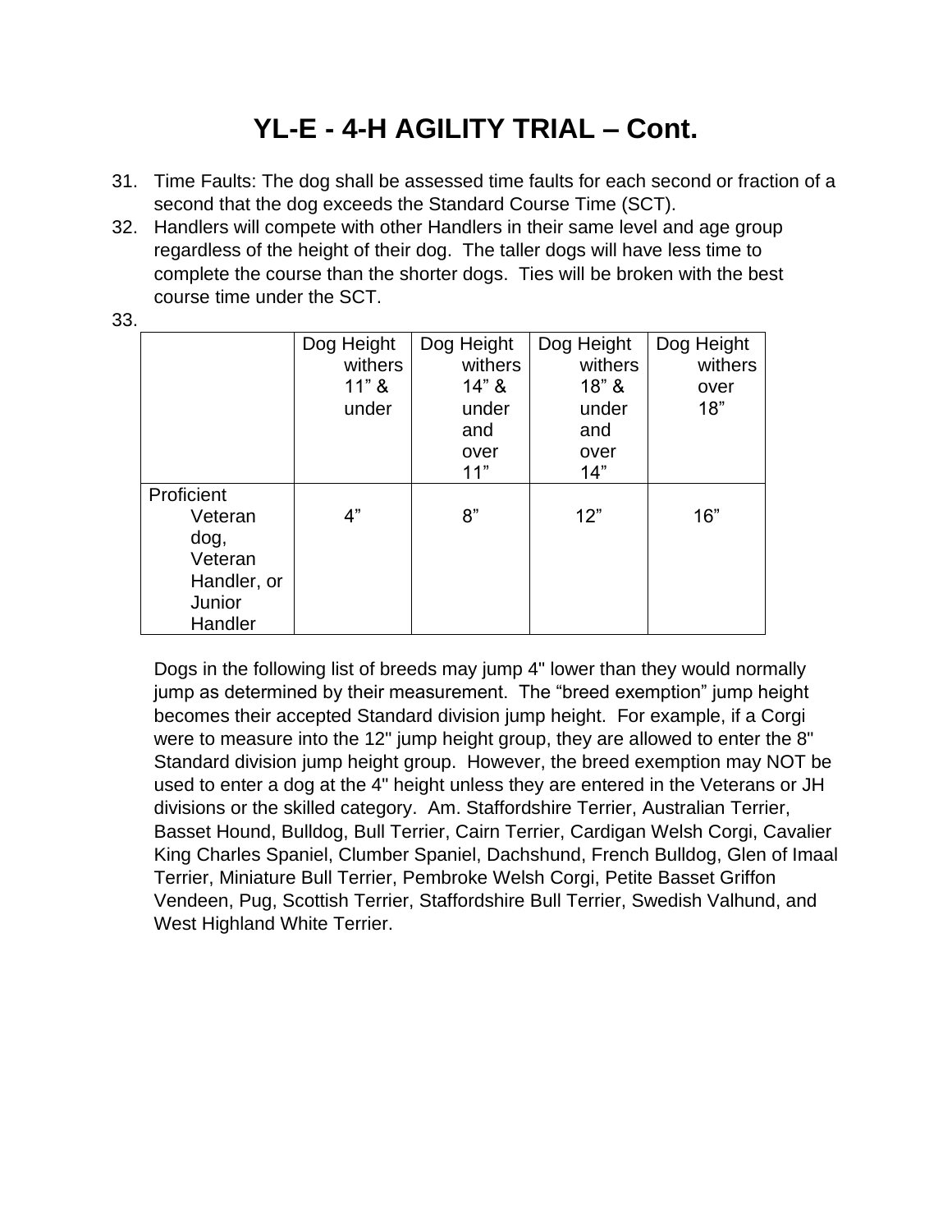# YL-E - 4-H AGILITY TRIAL – Cont.

31. Time Faults: The dog shall be assessed time faults for each second or fraction of a second that the dog exceeds the Standard Course Time (SCT).
32. Handlers will compete with other Handlers in their same level and age group regardless of the height of their dog. The taller dogs will have less time to complete the course than the shorter dogs. Ties will be broken with the best course time under the SCT.
33.

| | Dog Height withers 11” & under | Dog Height withers 14” & under and over 11” | Dog Height withers 18” & under and over 14” | Dog Height withers over 18” |
|---|---|---|---|---|
| Proficient Veteran dog, Veteran Handler, or Junior Handler | 4” | 8” | 12” | 16” |

Dogs in the following list of breeds may jump 4" lower than they would normally jump as determined by their measurement. The “breed exemption” jump height becomes their accepted Standard division jump height. For example, if a Corgi were to measure into the 12" jump height group, they are allowed to enter the 8" Standard division jump height group. However, the breed exemption may NOT be used to enter a dog at the 4" height unless they are entered in the Veterans or JH divisions or the skilled category. Am. Staffordshire Terrier, Australian Terrier, Basset Hound, Bulldog, Bull Terrier, Cairn Terrier, Cardigan Welsh Corgi, Cavalier King Charles Spaniel, Clumber Spaniel, Dachshund, French Bulldog, Glen of Imaal Terrier, Miniature Bull Terrier, Pembroke Welsh Corgi, Petite Basset Griffon Vendeen, Pug, Scottish Terrier, Staffordshire Bull Terrier, Swedish Valhund, and West Highland White Terrier.